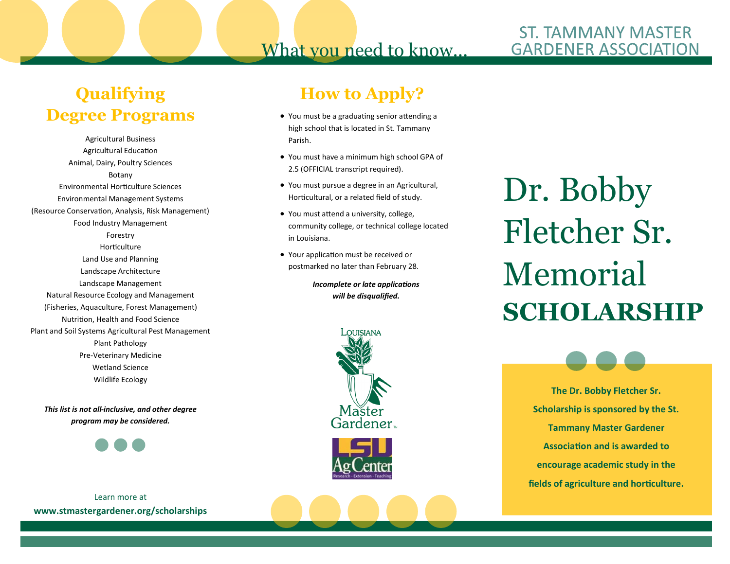# What you need to know...

## ST. TAMMANY MASTER GARDENER ASSOCIATION

## Qualifying Degree Programs

Agricultural Business
Agricultural Education
Animal, Dairy, Poultry Sciences
Botany
Environmental Horticulture Sciences
Environmental Management Systems
(Resource Conservation, Analysis, Risk Management)
Food Industry Management
Forestry
Horticulture
Land Use and Planning
Landscape Architecture
Landscape Management
Natural Resource Ecology and Management
(Fisheries, Aquaculture, Forest Management)
Nutrition, Health and Food Science
Plant and Soil Systems Agricultural Pest Management
Plant Pathology
Pre-Veterinary Medicine
Wetland Science
Wildlife Ecology

***This list is not all-inclusive, and other degree program may be considered.***

Learn more at
**www.stmastergardener.org/scholarships**

## How to Apply?

- You must be a graduating senior attending a high school that is located in St. Tammany Parish.
- You must have a minimum high school GPA of 2.5 (OFFICIAL transcript required).
- You must pursue a degree in an Agricultural, Horticultural, or a related field of study.
- You must attend a university, college, community college, or technical college located in Louisiana.
- Your application must be received or postmarked no later than February 28.

***Incomplete or late applications will be disqualified.***

Louisiana Master Gardener

LSU AgCenter
Research · Extension · Teaching

# Dr. Bobby Fletcher Sr. Memorial **SCHOLARSHIP**

**The Dr. Bobby Fletcher Sr. Scholarship is sponsored by the St. Tammany Master Gardener Association and is awarded to encourage academic study in the fields of agriculture and horticulture.**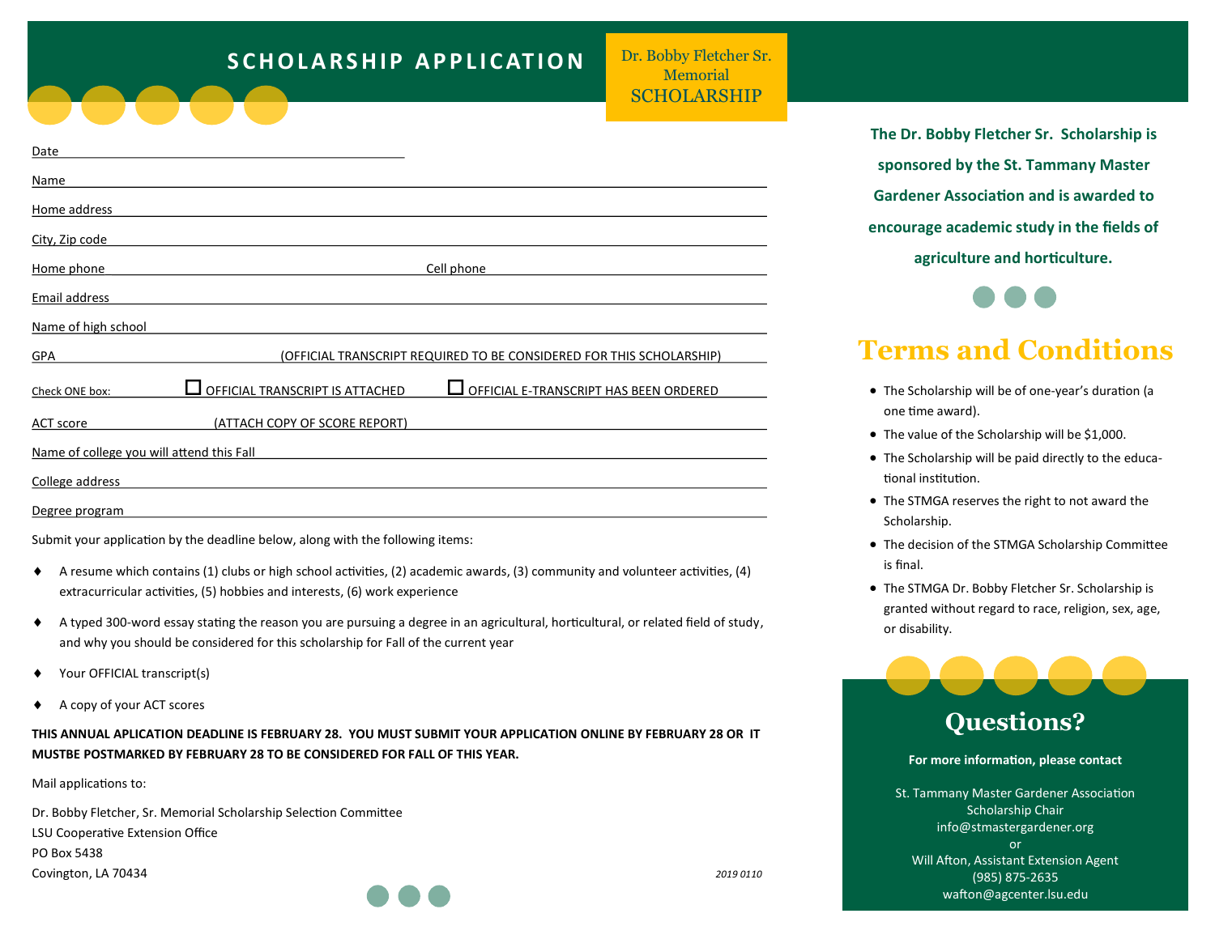# SCHOLARSHIP APPLICATION

Dr. Bobby Fletcher Sr. Memorial
SCHOLARSHIP

Date \_\_\_\_\_\_\_\_\_\_\_\_\_\_\_\_\_\_\_\_\_\_\_\_\_\_\_\_\_\_\_\_\_\_\_\_\_\_\_\_\_\_\_\_\_\_\_\_

Name \_\_\_\_\_\_\_\_\_\_\_\_\_\_\_\_\_\_\_\_\_\_\_\_\_\_\_\_\_\_\_\_\_\_\_\_\_\_\_\_\_\_\_\_\_\_\_\_

Home address \_\_\_\_\_\_\_\_\_\_\_\_\_\_\_\_\_\_\_\_\_\_\_\_\_\_\_\_\_\_\_\_\_\_\_\_\_\_\_\_\_\_\_\_\_\_\_\_

City, Zip code \_\_\_\_\_\_\_\_\_\_\_\_\_\_\_\_\_\_\_\_\_\_\_\_\_\_\_\_\_\_\_\_\_\_\_\_\_\_\_\_\_\_\_\_\_\_\_\_

Home phone \_\_\_\_\_\_\_\_\_\_\_\_\_\_\_\_\_\_\_\_\_\_\_\_ Cell phone \_\_\_\_\_\_\_\_\_\_\_\_\_\_\_\_\_\_\_\_\_\_\_\_

Email address \_\_\_\_\_\_\_\_\_\_\_\_\_\_\_\_\_\_\_\_\_\_\_\_\_\_\_\_\_\_\_\_\_\_\_\_\_\_\_\_\_\_\_\_\_\_\_\_

Name of high school \_\_\_\_\_\_\_\_\_\_\_\_\_\_\_\_\_\_\_\_\_\_\_\_\_\_\_\_\_\_\_\_\_\_\_\_\_\_\_\_\_\_\_\_\_\_\_\_

GPA \_\_\_\_\_\_\_\_\_\_\_\_\_\_\_\_ (OFFICIAL TRANSCRIPT REQUIRED TO BE CONSIDERED FOR THIS SCHOLARSHIP)

Check ONE box: ☐ OFFICIAL TRANSCRIPT IS ATTACHED ☐ OFFICIAL E-TRANSCRIPT HAS BEEN ORDERED

ACT score \_\_\_\_\_\_\_\_\_\_\_\_\_\_\_\_ (ATTACH COPY OF SCORE REPORT)

Name of college you will attend this Fall \_\_\_\_\_\_\_\_\_\_\_\_\_\_\_\_\_\_\_\_\_\_\_\_\_\_\_\_\_\_\_\_\_\_\_\_\_\_\_\_\_\_\_\_\_\_\_\_

College address \_\_\_\_\_\_\_\_\_\_\_\_\_\_\_\_\_\_\_\_\_\_\_\_\_\_\_\_\_\_\_\_\_\_\_\_\_\_\_\_\_\_\_\_\_\_\_\_

Degree program \_\_\_\_\_\_\_\_\_\_\_\_\_\_\_\_\_\_\_\_\_\_\_\_\_\_\_\_\_\_\_\_\_\_\_\_\_\_\_\_\_\_\_\_\_\_\_\_

Submit your application by the deadline below, along with the following items:

- A resume which contains (1) clubs or high school activities, (2) academic awards, (3) community and volunteer activities, (4) extracurricular activities, (5) hobbies and interests, (6) work experience
- A typed 300-word essay stating the reason you are pursuing a degree in an agricultural, horticultural, or related field of study, and why you should be considered for this scholarship for Fall of the current year
- Your OFFICIAL transcript(s)
- A copy of your ACT scores

**THIS ANNUAL APLICATION DEADLINE IS FEBRUARY 28. YOU MUST SUBMIT YOUR APPLICATION ONLINE BY FEBRUARY 28 OR IT MUSTBE POSTMARKED BY FEBRUARY 28 TO BE CONSIDERED FOR FALL OF THIS YEAR.**

Mail applications to:

Dr. Bobby Fletcher, Sr. Memorial Scholarship Selection Committee
LSU Cooperative Extension Office
PO Box 5438
Covington, LA 70434

*2019 0110*

**The Dr. Bobby Fletcher Sr. Scholarship is sponsored by the St. Tammany Master Gardener Association and is awarded to encourage academic study in the fields of agriculture and horticulture.**

## Terms and Conditions

- The Scholarship will be of one-year's duration (a one time award).
- The value of the Scholarship will be $1,000.
- The Scholarship will be paid directly to the educational institution.
- The STMGA reserves the right to not award the Scholarship.
- The decision of the STMGA Scholarship Committee is final.
- The STMGA Dr. Bobby Fletcher Sr. Scholarship is granted without regard to race, religion, sex, age, or disability.

## Questions?

**For more information, please contact**

St. Tammany Master Gardener Association
Scholarship Chair
info@stmastergardener.org
or
Will Afton, Assistant Extension Agent
(985) 875-2635
wafton@agcenter.lsu.edu